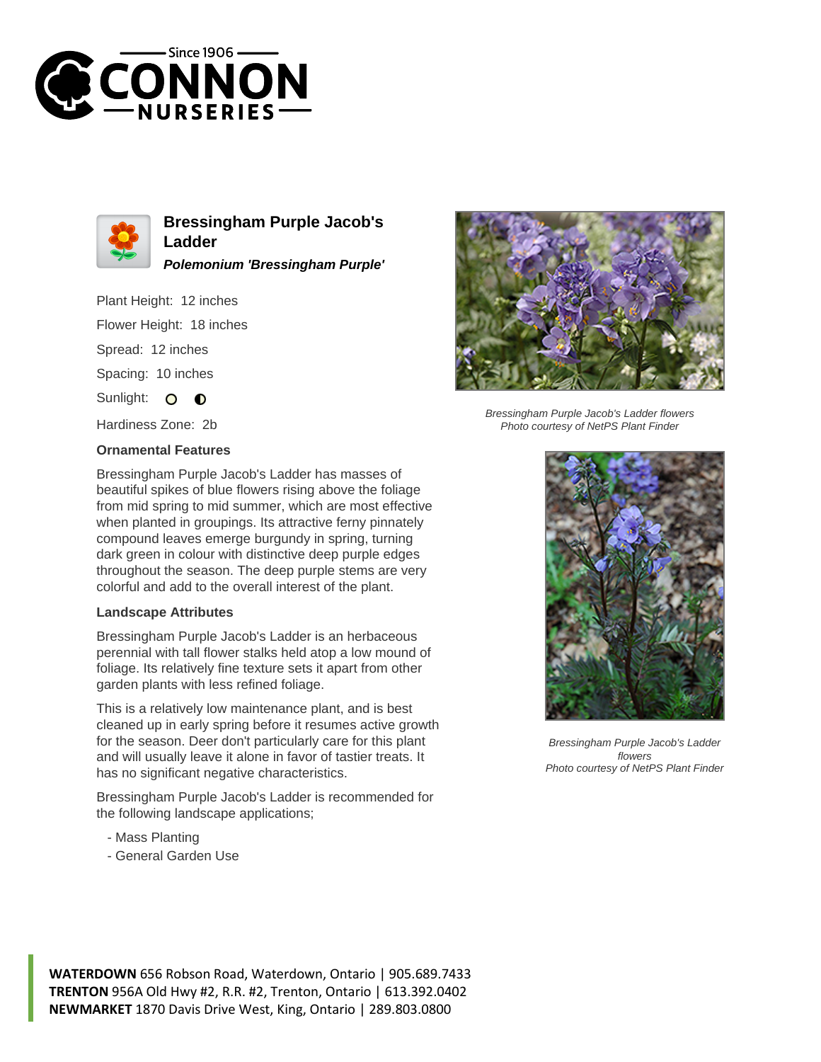# Bressingham Purple Jacob's Ladder

***Polemonium 'Bressingham Purple'***

Plant Height: 12 inches

Flower Height: 18 inches

Spread: 12 inches

Spacing: 10 inches

Sunlight:

Hardiness Zone: 2b

### Ornamental Features

Bressingham Purple Jacob's Ladder has masses of beautiful spikes of blue flowers rising above the foliage from mid spring to mid summer, which are most effective when planted in groupings. Its attractive ferny pinnately compound leaves emerge burgundy in spring, turning dark green in colour with distinctive deep purple edges throughout the season. The deep purple stems are very colorful and add to the overall interest of the plant.

### Landscape Attributes

Bressingham Purple Jacob's Ladder is an herbaceous perennial with tall flower stalks held atop a low mound of foliage. Its relatively fine texture sets it apart from other garden plants with less refined foliage.

This is a relatively low maintenance plant, and is best cleaned up in early spring before it resumes active growth for the season. Deer don't particularly care for this plant and will usually leave it alone in favor of tastier treats. It has no significant negative characteristics.

Bressingham Purple Jacob's Ladder is recommended for the following landscape applications;

- Mass Planting
- General Garden Use

*Bressingham Purple Jacob's Ladder flowers*
*Photo courtesy of NetPS Plant Finder*

*Bressingham Purple Jacob's Ladder flowers*
*Photo courtesy of NetPS Plant Finder*

**WATERDOWN** 656 Robson Road, Waterdown, Ontario | 905.689.7433
**TRENTON** 956A Old Hwy #2, R.R. #2, Trenton, Ontario | 613.392.0402
**NEWMARKET** 1870 Davis Drive West, King, Ontario | 289.803.0800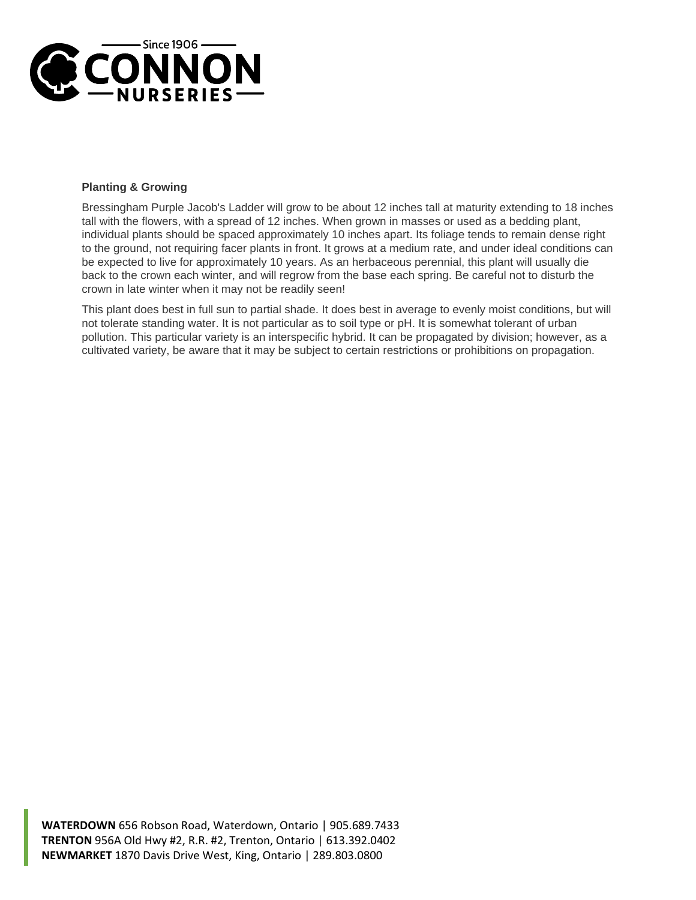### Planting & Growing

Bressingham Purple Jacob's Ladder will grow to be about 12 inches tall at maturity extending to 18 inches tall with the flowers, with a spread of 12 inches. When grown in masses or used as a bedding plant, individual plants should be spaced approximately 10 inches apart. Its foliage tends to remain dense right to the ground, not requiring facer plants in front. It grows at a medium rate, and under ideal conditions can be expected to live for approximately 10 years. As an herbaceous perennial, this plant will usually die back to the crown each winter, and will regrow from the base each spring. Be careful not to disturb the crown in late winter when it may not be readily seen!

This plant does best in full sun to partial shade. It does best in average to evenly moist conditions, but will not tolerate standing water. It is not particular as to soil type or pH. It is somewhat tolerant of urban pollution. This particular variety is an interspecific hybrid. It can be propagated by division; however, as a cultivated variety, be aware that it may be subject to certain restrictions or prohibitions on propagation.